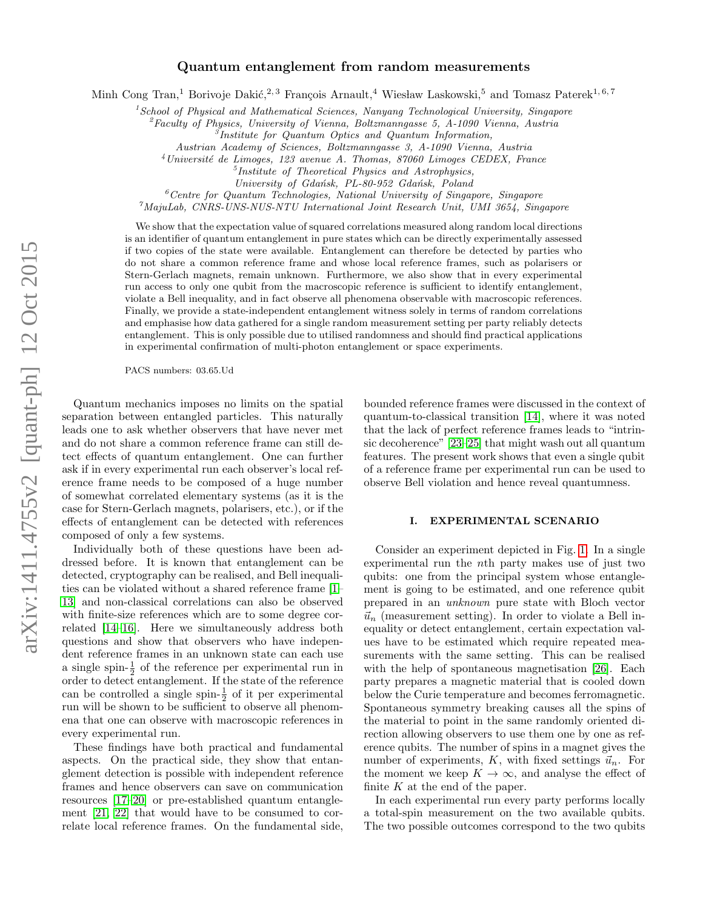# Quantum entanglement from random measurements

Minh Cong Tran,[1] Borivoje Dakić,[2,3] François Arnault,[4] Wiesław Laskowski,[5] and Tomasz Paterek[1,6,7]

[1]*School of Physical and Mathematical Sciences, Nanyang Technological University, Singapore*
[2]*Faculty of Physics, University of Vienna, Boltzmanngasse 5, A-1090 Vienna, Austria*
[3]*Institute for Quantum Optics and Quantum Information, Austrian Academy of Sciences, Boltzmanngasse 3, A-1090 Vienna, Austria*
[4]*Université de Limoges, 123 avenue A. Thomas, 87060 Limoges CEDEX, France*
[5]*Institute of Theoretical Physics and Astrophysics, University of Gdańsk, PL-80-952 Gdańsk, Poland*
[6]*Centre for Quantum Technologies, National University of Singapore, Singapore*
[7]*MajuLab, CNRS-UNS-NUS-NTU International Joint Research Unit, UMI 3654, Singapore*

We show that the expectation value of squared correlations measured along random local directions is an identifier of quantum entanglement in pure states which can be directly experimentally assessed if two copies of the state were available. Entanglement can therefore be detected by parties who do not share a common reference frame and whose local reference frames, such as polarisers or Stern-Gerlach magnets, remain unknown. Furthermore, we also show that in every experimental run access to only one qubit from the macroscopic reference is sufficient to identify entanglement, violate a Bell inequality, and in fact observe all phenomena observable with macroscopic references. Finally, we provide a state-independent entanglement witness solely in terms of random correlations and emphasise how data gathered for a single random measurement setting per party reliably detects entanglement. This is only possible due to utilised randomness and should find practical applications in experimental confirmation of multi-photon entanglement or space experiments.

PACS numbers: 03.65.Ud

Quantum mechanics imposes no limits on the spatial separation between entangled particles. This naturally leads one to ask whether observers that have never met and do not share a common reference frame can still detect effects of quantum entanglement. One can further ask if in every experimental run each observer's local reference frame needs to be composed of a huge number of somewhat correlated elementary systems (as it is the case for Stern-Gerlach magnets, polarisers, etc.), or if the effects of entanglement can be detected with references composed of only a few systems.

Individually both of these questions have been addressed before. It is known that entanglement can be detected, cryptography can be realised, and Bell inequalities can be violated without a shared reference frame [1–13] and non-classical correlations can also be observed with finite-size references which are to some degree correlated [14–16]. Here we simultaneously address both questions and show that observers who have independent reference frames in an unknown state can each use a single spin-$\frac{1}{2}$ of the reference per experimental run in order to detect entanglement. If the state of the reference can be controlled a single spin-$\frac{1}{2}$ of it per experimental run will be shown to be sufficient to observe all phenomena that one can observe with macroscopic references in every experimental run.

These findings have both practical and fundamental aspects. On the practical side, they show that entanglement detection is possible with independent reference frames and hence observers can save on communication resources [17–20] or pre-established quantum entanglement [21, 22] that would have to be consumed to correlate local reference frames. On the fundamental side, bounded reference frames were discussed in the context of quantum-to-classical transition [14], where it was noted that the lack of perfect reference frames leads to "intrinsic decoherence" [23–25] that might wash out all quantum features. The present work shows that even a single qubit of a reference frame per experimental run can be used to observe Bell violation and hence reveal quantumness.

## I. EXPERIMENTAL SCENARIO

Consider an experiment depicted in Fig. 1. In a single experimental run the $n$th party makes use of just two qubits: one from the principal system whose entanglement is going to be estimated, and one reference qubit prepared in an *unknown* pure state with Bloch vector $\vec{u}_n$ (measurement setting). In order to violate a Bell inequality or detect entanglement, certain expectation values have to be estimated which require repeated measurements with the same setting. This can be realised with the help of spontaneous magnetisation [26]. Each party prepares a magnetic material that is cooled down below the Curie temperature and becomes ferromagnetic. Spontaneous symmetry breaking causes all the spins of the material to point in the same randomly oriented direction allowing observers to use them one by one as reference qubits. The number of spins in a magnet gives the number of experiments, $K$, with fixed settings $\vec{u}_n$. For the moment we keep $K \to \infty$, and analyse the effect of finite $K$ at the end of the paper.

In each experimental run every party performs locally a total-spin measurement on the two available qubits. The two possible outcomes correspond to the two qubits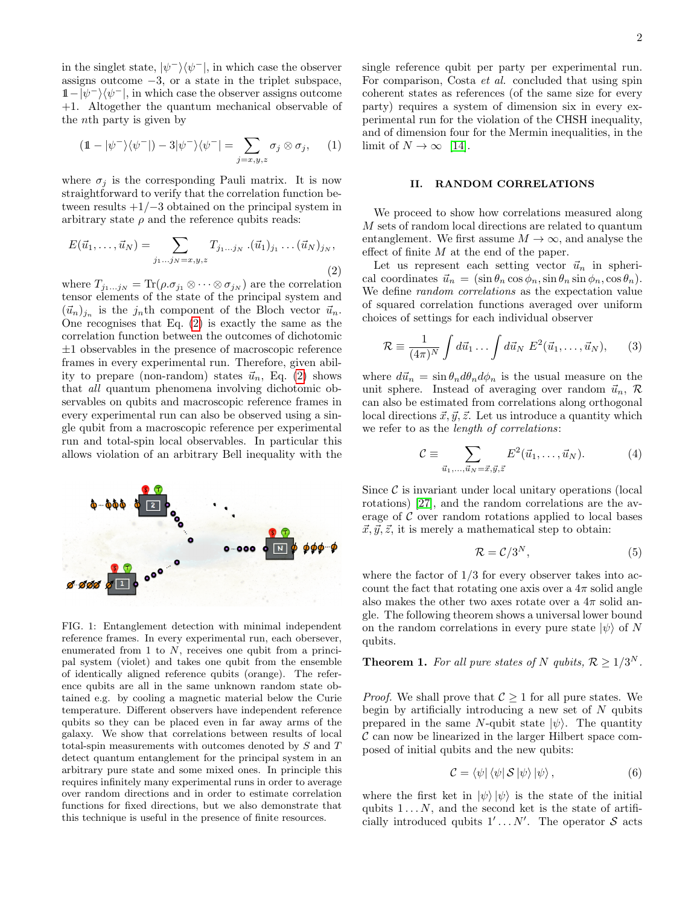in the singlet state, $|\psi^-\rangle\langle\psi^-|$, in which case the observer assigns outcome $-3$, or a state in the triplet subspace, $\mathbb{1}-|\psi^-\rangle\langle\psi^-|$, in which case the observer assigns outcome $+1$. Altogether the quantum mechanical observable of the $n$th party is given by

$$(\mathbb{1}-|\psi^-\rangle\langle\psi^-|) - 3|\psi^-\rangle\langle\psi^-| = \sum_{j=x,y,z} \sigma_j \otimes \sigma_j, \qquad (1)$$

where $\sigma_j$ is the corresponding Pauli matrix. It is now straightforward to verify that the correlation function between results $+1/-3$ obtained on the principal system in arbitrary state $\rho$ and the reference qubits reads:

$$E(\vec{u}_1,\dots,\vec{u}_N) = \sum_{j_1\dots j_N=x,y,z} T_{j_1\dots j_N}\,.(\vec{u}_1)_{j_1}\dots(\vec{u}_N)_{j_N}, \qquad (2)$$

where $T_{j_1\dots j_N} = \mathrm{Tr}(\rho.\sigma_{j_1}\otimes\dots\otimes\sigma_{j_N})$ are the correlation tensor elements of the state of the principal system and $(\vec{u}_n)_{j_n}$ is the $j_n$th component of the Bloch vector $\vec{u}_n$. One recognises that Eq. (2) is exactly the same as the correlation function between the outcomes of dichotomic $\pm1$ observables in the presence of macroscopic reference frames in every experimental run. Therefore, given ability to prepare (non-random) states $\vec{u}_n$, Eq. (2) shows that *all* quantum phenomena involving dichotomic observables on qubits and macroscopic reference frames in every experimental run can also be observed using a single qubit from a macroscopic reference per experimental run and total-spin local observables. In particular this allows violation of an arbitrary Bell inequality with the single reference qubit per party per experimental run. For comparison, Costa *et al.* concluded that using spin coherent states as references (of the same size for every party) requires a system of dimension six in every experimental run for the violation of the CHSH inequality, and of dimension four for the Mermin inequalities, in the limit of $N\to\infty$ [14].

FIG. 1: Entanglement detection with minimal independent reference frames. In every experimental run, each obersever, enumerated from 1 to $N$, receives one qubit from a principal system (violet) and takes one qubit from the ensemble of identically aligned reference qubits (orange). The reference qubits are all in the same unknown random state obtained e.g. by cooling a magnetic material below the Curie temperature. Different observers have independent reference qubits so they can be placed even in far away arms of the galaxy. We show that correlations between results of local total-spin measurements with outcomes denoted by $S$ and $T$ detect quantum entanglement for the principal system in an arbitrary pure state and some mixed ones. In principle this requires infinitely many experimental runs in order to average over random directions and in order to estimate correlation functions for fixed directions, but we also demonstrate that this technique is useful in the presence of finite resources.

## II. RANDOM CORRELATIONS

We proceed to show how correlations measured along $M$ sets of random local directions are related to quantum entanglement. We first assume $M\to\infty$, and analyse the effect of finite $M$ at the end of the paper.

Let us represent each setting vector $\vec{u}_n$ in spherical coordinates $\vec{u}_n = (\sin\theta_n\cos\phi_n, \sin\theta_n\sin\phi_n, \cos\theta_n)$. We define *random correlations* as the expectation value of squared correlation functions averaged over uniform choices of settings for each individual observer

$$\mathcal{R} \equiv \frac{1}{(4\pi)^N}\int d\vec{u}_1\dots\int d\vec{u}_N\; E^2(\vec{u}_1,\dots,\vec{u}_N), \qquad (3)$$

where $d\vec{u}_n = \sin\theta_n d\theta_n d\phi_n$ is the usual measure on the unit sphere. Instead of averaging over random $\vec{u}_n$, $\mathcal{R}$ can also be estimated from correlations along orthogonal local directions $\vec{x},\vec{y},\vec{z}$. Let us introduce a quantity which we refer to as the *length of correlations*:

$$\mathcal{C} \equiv \sum_{\vec{u}_1,\dots,\vec{u}_N=\vec{x},\vec{y},\vec{z}} E^2(\vec{u}_1,\dots,\vec{u}_N). \qquad (4)$$

Since $\mathcal{C}$ is invariant under local unitary operations (local rotations) [27], and the random correlations are the average of $\mathcal{C}$ over random rotations applied to local bases $\vec{x},\vec{y},\vec{z}$, it is merely a mathematical step to obtain:

$$\mathcal{R} = \mathcal{C}/3^N, \qquad (5)$$

where the factor of $1/3$ for every observer takes into account the fact that rotating one axis over a $4\pi$ solid angle also makes the other two axes rotate over a $4\pi$ solid angle. The following theorem shows a universal lower bound on the random correlations in every pure state $|\psi\rangle$ of $N$ qubits.

**Theorem 1.** *For all pure states of $N$ qubits, $\mathcal{R}\geq 1/3^N$.*

*Proof.* We shall prove that $\mathcal{C}\geq 1$ for all pure states. We begin by artificially introducing a new set of $N$ qubits prepared in the same $N$-qubit state $|\psi\rangle$. The quantity $\mathcal{C}$ can now be linearized in the larger Hilbert space composed of initial qubits and the new qubits:

$$\mathcal{C} = \langle\psi|\,\langle\psi|\,\mathcal{S}\,|\psi\rangle\,|\psi\rangle\,, \qquad (6)$$

where the first ket in $|\psi\rangle|\psi\rangle$ is the state of the initial qubits $1\dots N$, and the second ket is the state of artificially introduced qubits $1'\dots N'$. The operator $\mathcal{S}$ acts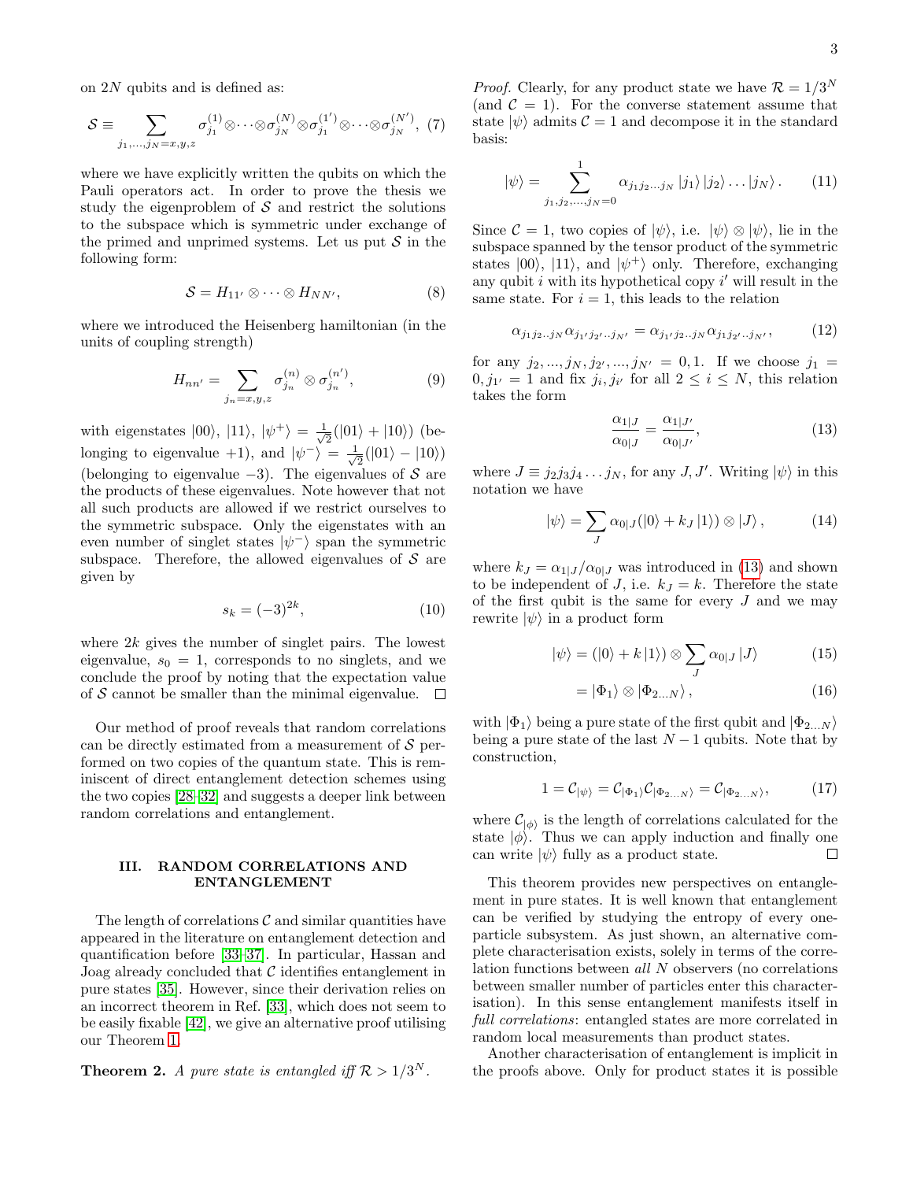on $2N$ qubits and is defined as:

$$\mathcal{S} \equiv \sum_{j_1,\dots,j_N=x,y,z} \sigma_{j_1}^{(1)} \otimes \cdots \otimes \sigma_{j_N}^{(N)} \otimes \sigma_{j_1}^{(1')} \otimes \cdots \otimes \sigma_{j_N}^{(N')}, \quad (7)$$

where we have explicitly written the qubits on which the Pauli operators act. In order to prove the thesis we study the eigenproblem of $\mathcal{S}$ and restrict the solutions to the subspace which is symmetric under exchange of the primed and unprimed systems. Let us put $\mathcal{S}$ in the following form:

$$\mathcal{S} = H_{11'} \otimes \cdots \otimes H_{NN'}, \quad (8)$$

where we introduced the Heisenberg hamiltonian (in the units of coupling strength)

$$H_{nn'} = \sum_{j_n=x,y,z} \sigma_{j_n}^{(n)} \otimes \sigma_{j_n}^{(n')}, \quad (9)$$

with eigenstates $|00\rangle$, $|11\rangle$, $|\psi^+\rangle = \frac{1}{\sqrt{2}}(|01\rangle + |10\rangle)$ (belonging to eigenvalue $+1$), and $|\psi^-\rangle = \frac{1}{\sqrt{2}}(|01\rangle - |10\rangle)$ (belonging to eigenvalue $-3$). The eigenvalues of $\mathcal{S}$ are the products of these eigenvalues. Note however that not all such products are allowed if we restrict ourselves to the symmetric subspace. Only the eigenstates with an even number of singlet states $|\psi^-\rangle$ span the symmetric subspace. Therefore, the allowed eigenvalues of $\mathcal{S}$ are given by

$$s_k = (-3)^{2k}, \quad (10)$$

where $2k$ gives the number of singlet pairs. The lowest eigenvalue, $s_0 = 1$, corresponds to no singlets, and we conclude the proof by noting that the expectation value of $\mathcal{S}$ cannot be smaller than the minimal eigenvalue. $\square$

Our method of proof reveals that random correlations can be directly estimated from a measurement of $\mathcal{S}$ performed on two copies of the quantum state. This is reminiscent of direct entanglement detection schemes using the two copies [28–32] and suggests a deeper link between random correlations and entanglement.

## III. RANDOM CORRELATIONS AND ENTANGLEMENT

The length of correlations $\mathcal{C}$ and similar quantities have appeared in the literature on entanglement detection and quantification before [33–37]. In particular, Hassan and Joag already concluded that $\mathcal{C}$ identifies entanglement in pure states [35]. However, since their derivation relies on an incorrect theorem in Ref. [33], which does not seem to be easily fixable [42], we give an alternative proof utilising our Theorem 1.

**Theorem 2.** *A pure state is entangled iff $\mathcal{R} > 1/3^N$.*

*Proof.* Clearly, for any product state we have $\mathcal{R} = 1/3^N$ (and $\mathcal{C} = 1$). For the converse statement assume that state $|\psi\rangle$ admits $\mathcal{C} = 1$ and decompose it in the standard basis:

$$|\psi\rangle = \sum_{j_1,j_2,\dots,j_N=0}^{1} \alpha_{j_1 j_2 \dots j_N} |j_1\rangle |j_2\rangle \dots |j_N\rangle . \quad (11)$$

Since $\mathcal{C} = 1$, two copies of $|\psi\rangle$, i.e. $|\psi\rangle \otimes |\psi\rangle$, lie in the subspace spanned by the tensor product of the symmetric states $|00\rangle$, $|11\rangle$, and $|\psi^+\rangle$ only. Therefore, exchanging any qubit $i$ with its hypothetical copy $i'$ will result in the same state. For $i = 1$, this leads to the relation

$$\alpha_{j_1 j_2 .. j_N} \alpha_{j_{1'} j_{2'} .. j_{N'}} = \alpha_{j_{1'} j_2 .. j_N} \alpha_{j_1 j_{2'} .. j_{N'}}, \quad (12)$$

for any $j_2, ..., j_N, j_{2'}, ..., j_{N'} = 0, 1$. If we choose $j_1 = 0, j_{1'} = 1$ and fix $j_i, j_{i'}$ for all $2 \le i \le N$, this relation takes the form

$$\frac{\alpha_{1|J}}{\alpha_{0|J}} = \frac{\alpha_{1|J'}}{\alpha_{0|J'}}, \quad (13)$$

where $J \equiv j_2 j_3 j_4 \dots j_N$, for any $J, J'$. Writing $|\psi\rangle$ in this notation we have

$$|\psi\rangle = \sum_J \alpha_{0|J} (|0\rangle + k_J |1\rangle) \otimes |J\rangle , \quad (14)$$

where $k_J = \alpha_{1|J}/\alpha_{0|J}$ was introduced in (13) and shown to be independent of $J$, i.e. $k_J = k$. Therefore the state of the first qubit is the same for every $J$ and we may rewrite $|\psi\rangle$ in a product form

$$|\psi\rangle = (|0\rangle + k\,|1\rangle) \otimes \sum_J \alpha_{0|J} |J\rangle \quad (15)$$

$$= |\Phi_1\rangle \otimes |\Phi_{2\dots N}\rangle , \quad (16)$$

with $|\Phi_1\rangle$ being a pure state of the first qubit and $|\Phi_{2\dots N}\rangle$ being a pure state of the last $N-1$ qubits. Note that by construction,

$$1 = \mathcal{C}_{|\psi\rangle} = \mathcal{C}_{|\Phi_1\rangle} \mathcal{C}_{|\Phi_{2\dots N}\rangle} = \mathcal{C}_{|\Phi_{2\dots N}\rangle}, \quad (17)$$

where $\mathcal{C}_{|\phi\rangle}$ is the length of correlations calculated for the state $|\phi\rangle$. Thus we can apply induction and finally one can write $|\psi\rangle$ fully as a product state. $\square$

This theorem provides new perspectives on entanglement in pure states. It is well known that entanglement can be verified by studying the entropy of every one-particle subsystem. As just shown, an alternative complete characterisation exists, solely in terms of the correlation functions between *all* $N$ observers (no correlations between smaller number of particles enter this characterisation). In this sense entanglement manifests itself in *full correlations*: entangled states are more correlated in random local measurements than product states.

Another characterisation of entanglement is implicit in the proofs above. Only for product states it is possible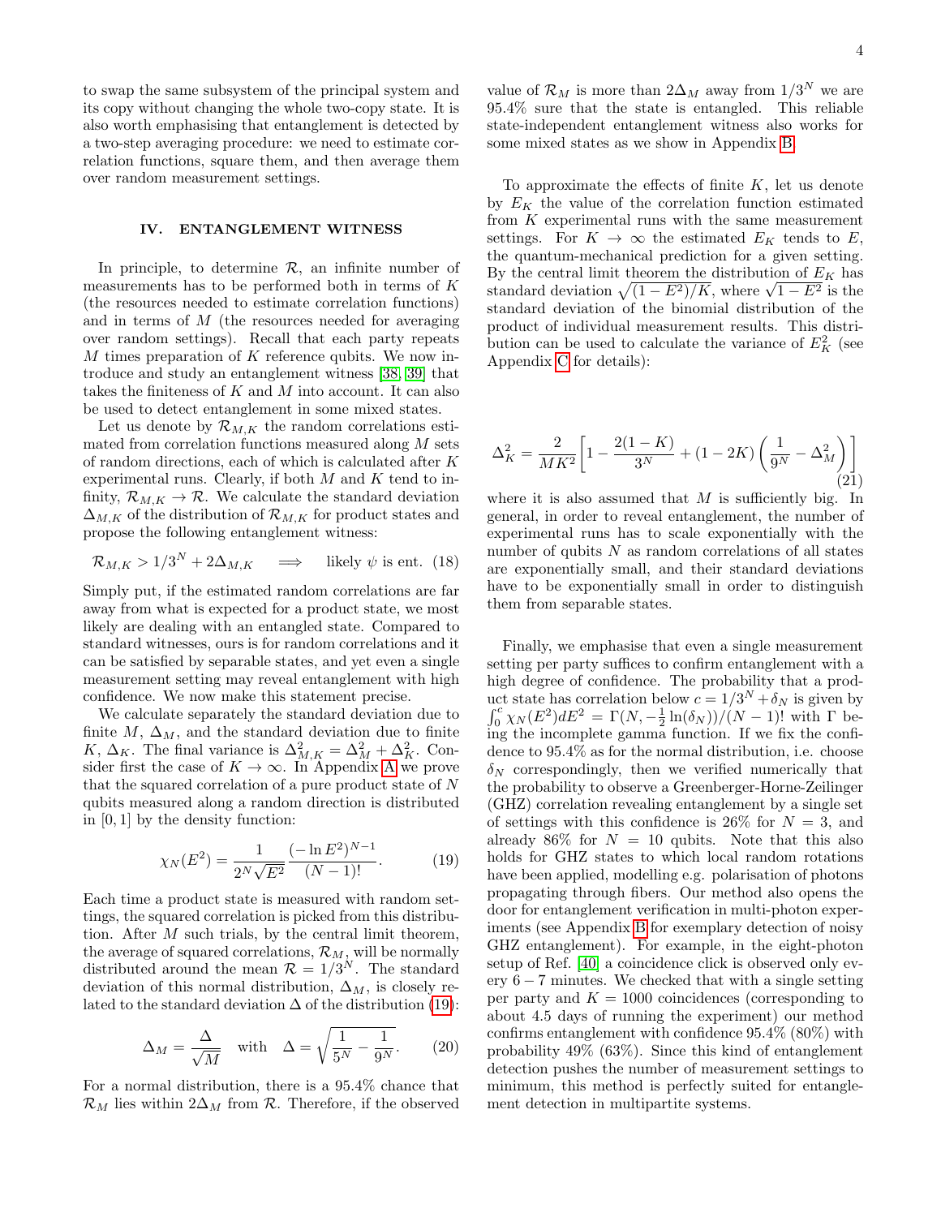to swap the same subsystem of the principal system and its copy without changing the whole two-copy state. It is also worth emphasising that entanglement is detected by a two-step averaging procedure: we need to estimate correlation functions, square them, and then average them over random measurement settings.

## IV. ENTANGLEMENT WITNESS

In principle, to determine $\mathcal{R}$, an infinite number of measurements has to be performed both in terms of $K$ (the resources needed to estimate correlation functions) and in terms of $M$ (the resources needed for averaging over random settings). Recall that each party repeats $M$ times preparation of $K$ reference qubits. We now introduce and study an entanglement witness [38, 39] that takes the finiteness of $K$ and $M$ into account. It can also be used to detect entanglement in some mixed states.

Let us denote by $\mathcal{R}_{M,K}$ the random correlations estimated from correlation functions measured along $M$ sets of random directions, each of which is calculated after $K$ experimental runs. Clearly, if both $M$ and $K$ tend to infinity, $\mathcal{R}_{M,K} \to \mathcal{R}$. We calculate the standard deviation $\Delta_{M,K}$ of the distribution of $\mathcal{R}_{M,K}$ for product states and propose the following entanglement witness:

$$\mathcal{R}_{M,K} > 1/3^N + 2\Delta_{M,K} \quad \Longrightarrow \quad \text{likely } \psi \text{ is ent.} \tag{18}$$

Simply put, if the estimated random correlations are far away from what is expected for a product state, we most likely are dealing with an entangled state. Compared to standard witnesses, ours is for random correlations and it can be satisfied by separable states, and yet even a single measurement setting may reveal entanglement with high confidence. We now make this statement precise.

We calculate separately the standard deviation due to finite $M$, $\Delta_M$, and the standard deviation due to finite $K$, $\Delta_K$. The final variance is $\Delta_{M,K}^2 = \Delta_M^2 + \Delta_K^2$. Consider first the case of $K \to \infty$. In Appendix A we prove that the squared correlation of a pure product state of $N$ qubits measured along a random direction is distributed in $[0, 1]$ by the density function:

$$\chi_N(E^2) = \frac{1}{2^N \sqrt{E^2}} \frac{(-\ln E^2)^{N-1}}{(N-1)!}. \tag{19}$$

Each time a product state is measured with random settings, the squared correlation is picked from this distribution. After $M$ such trials, by the central limit theorem, the average of squared correlations, $\mathcal{R}_M$, will be normally distributed around the mean $\mathcal{R} = 1/3^N$. The standard deviation of this normal distribution, $\Delta_M$, is closely related to the standard deviation $\Delta$ of the distribution (19):

$$\Delta_M = \frac{\Delta}{\sqrt{M}} \quad \text{with} \quad \Delta = \sqrt{\frac{1}{5^N} - \frac{1}{9^N}}. \tag{20}$$

For a normal distribution, there is a 95.4% chance that $\mathcal{R}_M$ lies within $2\Delta_M$ from $\mathcal{R}$. Therefore, if the observed value of $\mathcal{R}_M$ is more than $2\Delta_M$ away from $1/3^N$ we are 95.4% sure that the state is entangled. This reliable state-independent entanglement witness also works for some mixed states as we show in Appendix B.

To approximate the effects of finite $K$, let us denote by $E_K$ the value of the correlation function estimated from $K$ experimental runs with the same measurement settings. For $K \to \infty$ the estimated $E_K$ tends to $E$, the quantum-mechanical prediction for a given setting. By the central limit theorem the distribution of $E_K$ has standard deviation $\sqrt{(1-E^2)/K}$, where $\sqrt{1-E^2}$ is the standard deviation of the binomial distribution of the product of individual measurement results. This distribution can be used to calculate the variance of $E_K^2$ (see Appendix C for details):

$$\Delta_K^2 = \frac{2}{MK^2}\left[1 - \frac{2(1-K)}{3^N} + (1-2K)\left(\frac{1}{9^N} - \Delta_M^2\right)\right] \tag{21}$$

where it is also assumed that $M$ is sufficiently big. In general, in order to reveal entanglement, the number of experimental runs has to scale exponentially with the number of qubits $N$ as random correlations of all states are exponentially small, and their standard deviations have to be exponentially small in order to distinguish them from separable states.

Finally, we emphasise that even a single measurement setting per party suffices to confirm entanglement with a high degree of confidence. The probability that a product state has correlation below $c = 1/3^N + \delta_N$ is given by $\int_0^c \chi_N(E^2)dE^2 = \Gamma(N, -\frac{1}{2}\ln(\delta_N))/(N-1)!$ with $\Gamma$ being the incomplete gamma function. If we fix the confidence to 95.4% as for the normal distribution, i.e. choose $\delta_N$ correspondingly, then we verified numerically that the probability to observe a Greenberger-Horne-Zeilinger (GHZ) correlation revealing entanglement by a single set of settings with this confidence is 26% for $N = 3$, and already 86% for $N = 10$ qubits. Note that this also holds for GHZ states to which local random rotations have been applied, modelling e.g. polarisation of photons propagating through fibers. Our method also opens the door for entanglement verification in multi-photon experiments (see Appendix B for exemplary detection of noisy GHZ entanglement). For example, in the eight-photon setup of Ref. [40] a coincidence click is observed only every 6 − 7 minutes. We checked that with a single setting per party and $K = 1000$ coincidences (corresponding to about 4.5 days of running the experiment) our method confirms entanglement with confidence 95.4% (80%) with probability 49% (63%). Since this kind of entanglement detection pushes the number of measurement settings to minimum, this method is perfectly suited for entanglement detection in multipartite systems.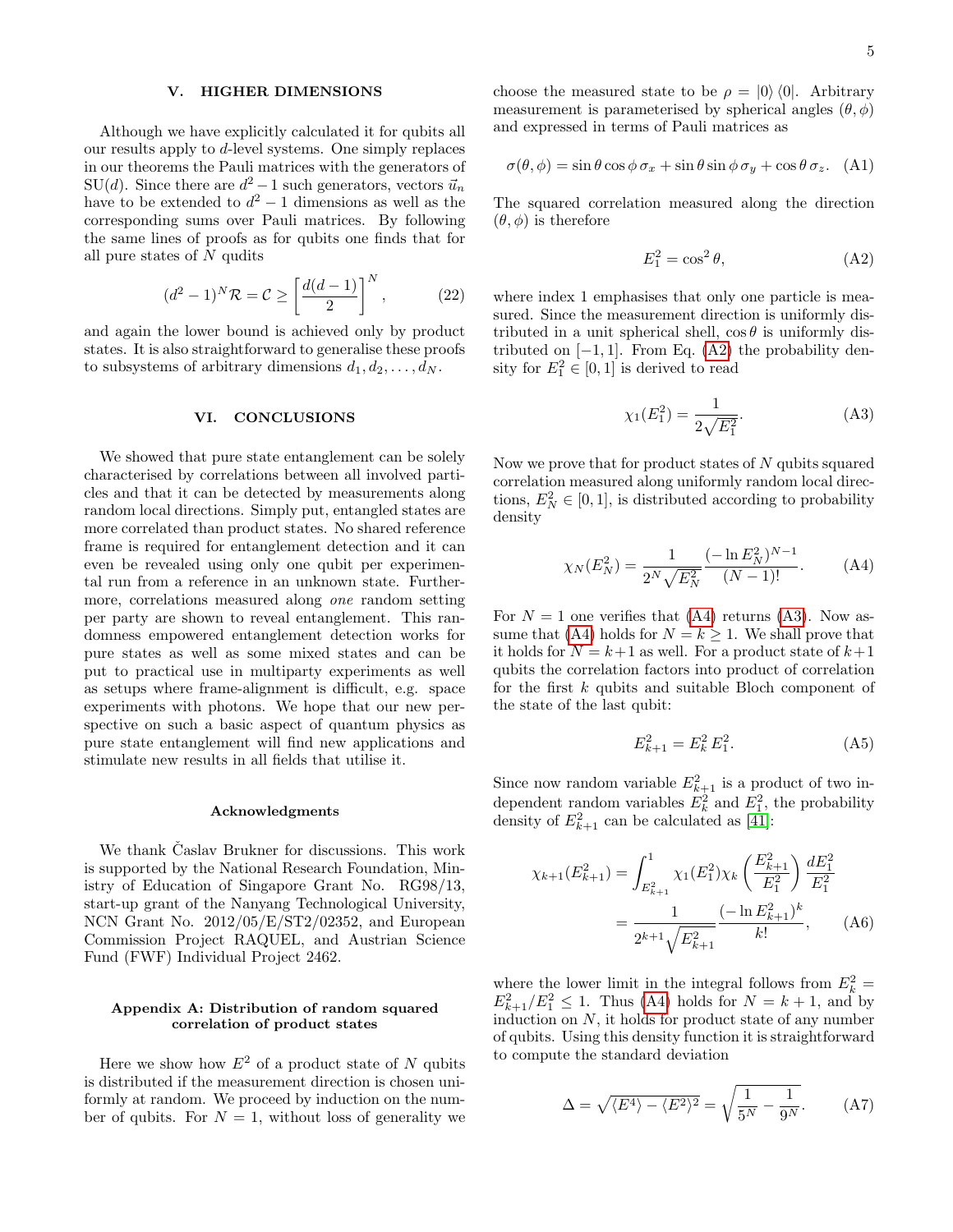## V. HIGHER DIMENSIONS

Although we have explicitly calculated it for qubits all our results apply to $d$-level systems. One simply replaces in our theorems the Pauli matrices with the generators of SU($d$). Since there are $d^2-1$ such generators, vectors $\vec{u}_n$ have to be extended to $d^2-1$ dimensions as well as the corresponding sums over Pauli matrices. By following the same lines of proofs as for qubits one finds that for all pure states of $N$ qudits

$$(d^2-1)^N \mathcal{R} = \mathcal{C} \geq \left[\frac{d(d-1)}{2}\right]^N, \tag{22}$$

and again the lower bound is achieved only by product states. It is also straightforward to generalise these proofs to subsystems of arbitrary dimensions $d_1, d_2, \ldots, d_N$.

## VI. CONCLUSIONS

We showed that pure state entanglement can be solely characterised by correlations between all involved particles and that it can be detected by measurements along random local directions. Simply put, entangled states are more correlated than product states. No shared reference frame is required for entanglement detection and it can even be revealed using only one qubit per experimental run from a reference in an unknown state. Furthermore, correlations measured along *one* random setting per party are shown to reveal entanglement. This randomness empowered entanglement detection works for pure states as well as some mixed states and can be put to practical use in multiparty experiments as well as setups where frame-alignment is difficult, e.g. space experiments with photons. We hope that our new perspective on such a basic aspect of quantum physics as pure state entanglement will find new applications and stimulate new results in all fields that utilise it.

### Acknowledgments

We thank Časlav Brukner for discussions. This work is supported by the National Research Foundation, Ministry of Education of Singapore Grant No. RG98/13, start-up grant of the Nanyang Technological University, NCN Grant No. 2012/05/E/ST2/02352, and European Commission Project RAQUEL, and Austrian Science Fund (FWF) Individual Project 2462.

### Appendix A: Distribution of random squared correlation of product states

Here we show how $E^2$ of a product state of $N$ qubits is distributed if the measurement direction is chosen uniformly at random. We proceed by induction on the number of qubits. For $N=1$, without loss of generality we choose the measured state to be $\rho = |0\rangle\langle 0|$. Arbitrary measurement is parameterised by spherical angles $(\theta,\phi)$ and expressed in terms of Pauli matrices as

$$\sigma(\theta,\phi) = \sin\theta\cos\phi\,\sigma_x + \sin\theta\sin\phi\,\sigma_y + \cos\theta\,\sigma_z. \tag{A1}$$

The squared correlation measured along the direction $(\theta,\phi)$ is therefore

$$E_1^2 = \cos^2\theta, \tag{A2}$$

where index 1 emphasises that only one particle is measured. Since the measurement direction is uniformly distributed in a unit spherical shell, $\cos\theta$ is uniformly distributed on $[-1,1]$. From Eq. (A2) the probability density for $E_1^2 \in [0,1]$ is derived to read

$$\chi_1(E_1^2) = \frac{1}{2\sqrt{E_1^2}}. \tag{A3}$$

Now we prove that for product states of $N$ qubits squared correlation measured along uniformly random local directions, $E_N^2 \in [0,1]$, is distributed according to probability density

$$\chi_N(E_N^2) = \frac{1}{2^N\sqrt{E_N^2}}\frac{(-\ln E_N^2)^{N-1}}{(N-1)!}. \tag{A4}$$

For $N=1$ one verifies that (A4) returns (A3). Now assume that (A4) holds for $N=k\geq 1$. We shall prove that it holds for $N=k+1$ as well. For a product state of $k+1$ qubits the correlation factors into product of correlation for the first $k$ qubits and suitable Bloch component of the state of the last qubit:

$$E_{k+1}^2 = E_k^2\,E_1^2. \tag{A5}$$

Since now random variable $E_{k+1}^2$ is a product of two independent random variables $E_k^2$ and $E_1^2$, the probability density of $E_{k+1}^2$ can be calculated as [41]:

$$\begin{aligned}
\chi_{k+1}(E_{k+1}^2) &= \int_{E_{k+1}^2}^{1} \chi_1(E_1^2)\chi_k\left(\frac{E_{k+1}^2}{E_1^2}\right)\frac{dE_1^2}{E_1^2} \\
&= \frac{1}{2^{k+1}\sqrt{E_{k+1}^2}}\frac{(-\ln E_{k+1}^2)^k}{k!},
\end{aligned} \tag{A6}$$

where the lower limit in the integral follows from $E_k^2 = E_{k+1}^2/E_1^2 \leq 1$. Thus (A4) holds for $N=k+1$, and by induction on $N$, it holds for product state of any number of qubits. Using this density function it is straightforward to compute the standard deviation

$$\Delta = \sqrt{\langle E^4\rangle - \langle E^2\rangle^2} = \sqrt{\frac{1}{5^N} - \frac{1}{9^N}}. \tag{A7}$$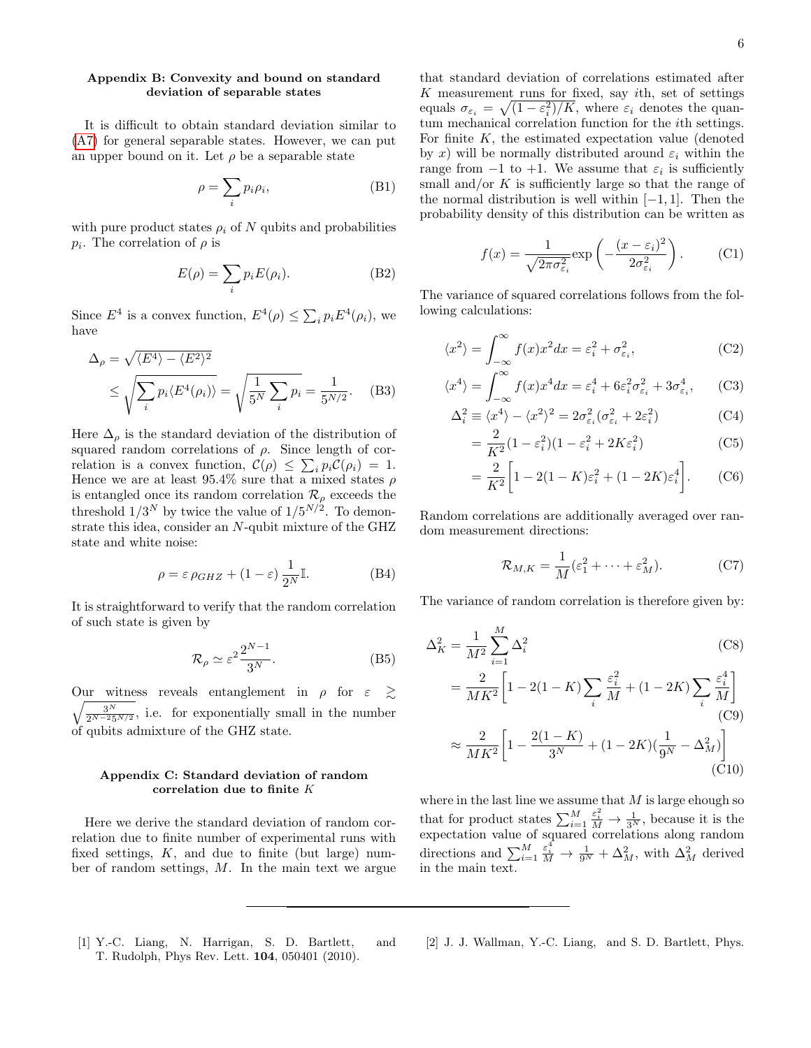### Appendix B: Convexity and bound on standard deviation of separable states

It is difficult to obtain standard deviation similar to (A7) for general separable states. However, we can put an upper bound on it. Let $\rho$ be a separable state

$$\rho = \sum_i p_i \rho_i, \tag{B1}$$

with pure product states $\rho_i$ of $N$ qubits and probabilities $p_i$. The correlation of $\rho$ is

$$E(\rho) = \sum_i p_i E(\rho_i). \tag{B2}$$

Since $E^4$ is a convex function, $E^4(\rho) \leq \sum_i p_i E^4(\rho_i)$, we have

$$\begin{aligned}\Delta_\rho &= \sqrt{\langle E^4 \rangle - \langle E^2 \rangle^2} \\ &\leq \sqrt{\sum_i p_i \langle E^4(\rho_i) \rangle} = \sqrt{\frac{1}{5^N} \sum_i p_i} = \frac{1}{5^{N/2}}.\end{aligned} \tag{B3}$$

Here $\Delta_\rho$ is the standard deviation of the distribution of squared random correlations of $\rho$. Since length of correlation is a convex function, $\mathcal{C}(\rho) \leq \sum_i p_i \mathcal{C}(\rho_i) = 1$. Hence we are at least 95.4% sure that a mixed states $\rho$ is entangled once its random correlation $\mathcal{R}_\rho$ exceeds the threshold $1/3^N$ by twice the value of $1/5^{N/2}$. To demonstrate this idea, consider an $N$-qubit mixture of the GHZ state and white noise:

$$\rho = \varepsilon \, \rho_{GHZ} + (1 - \varepsilon) \, \frac{1}{2^N} \mathbb{I}. \tag{B4}$$

It is straightforward to verify that the random correlation of such state is given by

$$\mathcal{R}_\rho \simeq \varepsilon^2 \frac{2^{N-1}}{3^N}. \tag{B5}$$

Our witness reveals entanglement in $\rho$ for $\varepsilon \gtrsim \sqrt{\frac{3^N}{2^{N-2} 5^{N/2}}}$, i.e. for exponentially small in the number of qubits admixture of the GHZ state.

### Appendix C: Standard deviation of random correlation due to finite $K$

Here we derive the standard deviation of random correlation due to finite number of experimental runs with fixed settings, $K$, and due to finite (but large) number of random settings, $M$. In the main text we argue that standard deviation of correlations estimated after $K$ measurement runs for fixed, say $i$th, set of settings equals $\sigma_{\varepsilon_i} = \sqrt{(1 - \varepsilon_i^2)/K}$, where $\varepsilon_i$ denotes the quantum mechanical correlation function for the $i$th settings. For finite $K$, the estimated expectation value (denoted by $x$) will be normally distributed around $\varepsilon_i$ within the range from $-1$ to $+1$. We assume that $\varepsilon_i$ is sufficiently small and/or $K$ is sufficiently large so that the range of the normal distribution is well within $[-1, 1]$. Then the probability density of this distribution can be written as

$$f(x) = \frac{1}{\sqrt{2\pi\sigma_{\varepsilon_i}^2}} \exp\left( -\frac{(x - \varepsilon_i)^2}{2\sigma_{\varepsilon_i}^2} \right). \tag{C1}$$

The variance of squared correlations follows from the following calculations:

$$\langle x^2 \rangle = \int_{-\infty}^{\infty} f(x) x^2 dx = \varepsilon_i^2 + \sigma_{\varepsilon_i}^2, \tag{C2}$$

$$\langle x^4 \rangle = \int_{-\infty}^{\infty} f(x) x^4 dx = \varepsilon_i^4 + 6\varepsilon_i^2 \sigma_{\varepsilon_i}^2 + 3\sigma_{\varepsilon_i}^4, \tag{C3}$$

$$\begin{aligned}\Delta_i^2 &\equiv \langle x^4 \rangle - \langle x^2 \rangle^2 = 2\sigma_{\varepsilon_i}^2 (\sigma_{\varepsilon_i}^2 + 2\varepsilon_i^2) && \text{(C4)} \\ &= \frac{2}{K^2}(1 - \varepsilon_i^2)(1 - \varepsilon_i^2 + 2K\varepsilon_i^2) && \text{(C5)} \\ &= \frac{2}{K^2}\Big[1 - 2(1 - K)\varepsilon_i^2 + (1 - 2K)\varepsilon_i^4\Big]. && \text{(C6)}\end{aligned}$$

Random correlations are additionally averaged over random measurement directions:

$$\mathcal{R}_{M,K} = \frac{1}{M}(\varepsilon_1^2 + \cdots + \varepsilon_M^2). \tag{C7}$$

The variance of random correlation is therefore given by:

$$\begin{aligned}\Delta_K^2 &= \frac{1}{M^2} \sum_{i=1}^{M} \Delta_i^2 && \text{(C8)} \\ &= \frac{2}{MK^2}\Big[1 - 2(1 - K)\sum_i \frac{\varepsilon_i^2}{M} + (1 - 2K)\sum_i \frac{\varepsilon_i^4}{M}\Big] && \text{(C9)} \\ &\approx \frac{2}{MK^2}\Big[1 - \frac{2(1 - K)}{3^N} + (1 - 2K)(\frac{1}{9^N} - \Delta_M^2)\Big] && \text{(C10)}\end{aligned}$$

where in the last line we assume that $M$ is large ehough so that for product states $\sum_{i=1}^{M} \frac{\varepsilon_i^2}{M} \to \frac{1}{3^N}$, because it is the expectation value of squared correlations along random directions and $\sum_{i=1}^{M} \frac{\varepsilon_i^4}{M} \to \frac{1}{9^N} + \Delta_M^2$, with $\Delta_M^2$ derived in the main text.

---

[1] Y.-C. Liang, N. Harrigan, S. D. Bartlett, and T. Rudolph, Phys Rev. Lett. **104**, 050401 (2010).

[2] J. J. Wallman, Y.-C. Liang, and S. D. Bartlett, Phys.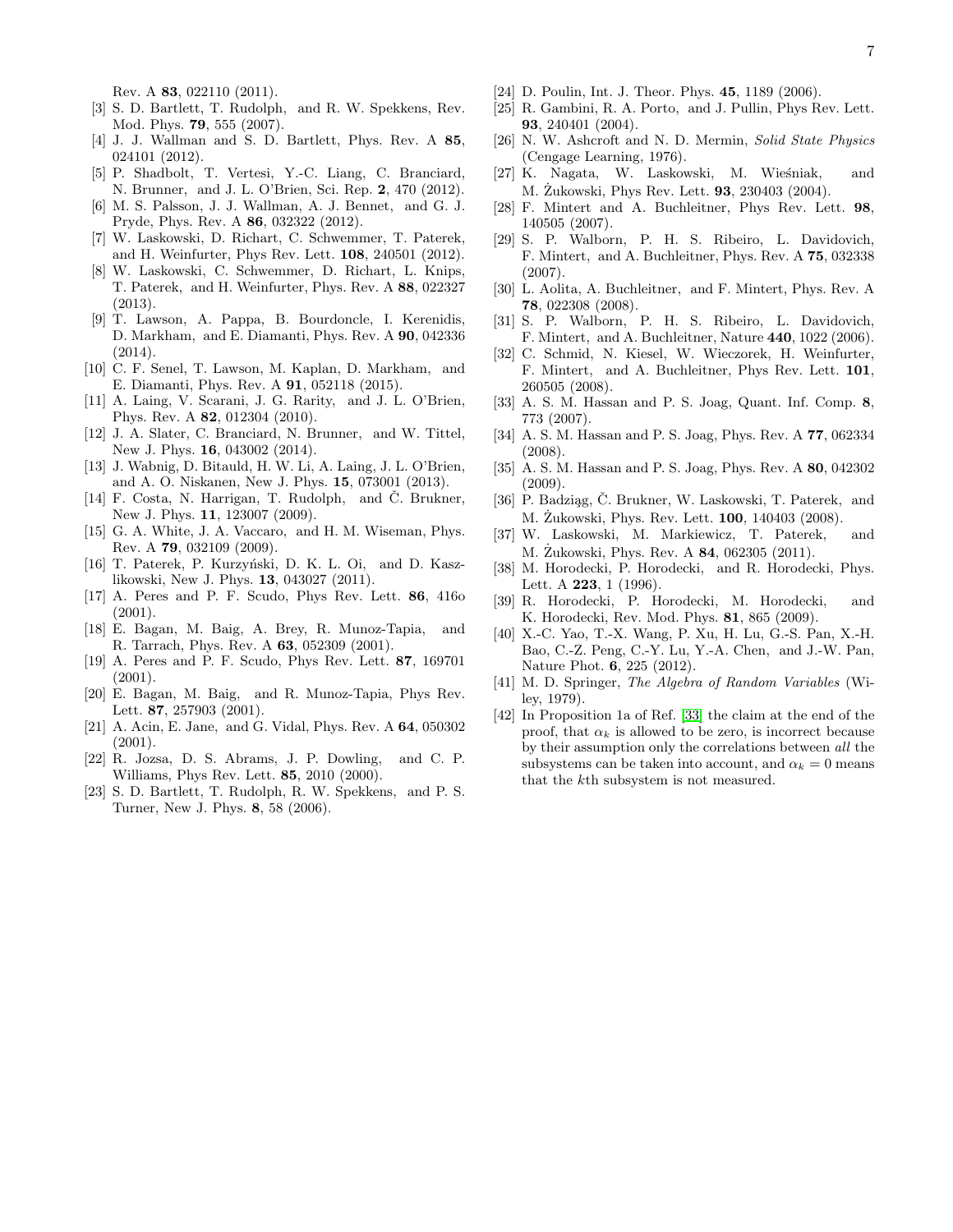Rev. A **83**, 022110 (2011).

[3] S. D. Bartlett, T. Rudolph, and R. W. Spekkens, Rev. Mod. Phys. **79**, 555 (2007).

[4] J. J. Wallman and S. D. Bartlett, Phys. Rev. A **85**, 024101 (2012).

[5] P. Shadbolt, T. Vertesi, Y.-C. Liang, C. Branciard, N. Brunner, and J. L. O'Brien, Sci. Rep. **2**, 470 (2012).

[6] M. S. Palsson, J. J. Wallman, A. J. Bennet, and G. J. Pryde, Phys. Rev. A **86**, 032322 (2012).

[7] W. Laskowski, D. Richart, C. Schwemmer, T. Paterek, and H. Weinfurter, Phys Rev. Lett. **108**, 240501 (2012).

[8] W. Laskowski, C. Schwemmer, D. Richart, L. Knips, T. Paterek, and H. Weinfurter, Phys. Rev. A **88**, 022327 (2013).

[9] T. Lawson, A. Pappa, B. Bourdoncle, I. Kerenidis, D. Markham, and E. Diamanti, Phys. Rev. A **90**, 042336 (2014).

[10] C. F. Senel, T. Lawson, M. Kaplan, D. Markham, and E. Diamanti, Phys. Rev. A **91**, 052118 (2015).

[11] A. Laing, V. Scarani, J. G. Rarity, and J. L. O'Brien, Phys. Rev. A **82**, 012304 (2010).

[12] J. A. Slater, C. Branciard, N. Brunner, and W. Tittel, New J. Phys. **16**, 043002 (2014).

[13] J. Wabnig, D. Bitauld, H. W. Li, A. Laing, J. L. O'Brien, and A. O. Niskanen, New J. Phys. **15**, 073001 (2013).

[14] F. Costa, N. Harrigan, T. Rudolph, and Č. Brukner, New J. Phys. **11**, 123007 (2009).

[15] G. A. White, J. A. Vaccaro, and H. M. Wiseman, Phys. Rev. A **79**, 032109 (2009).

[16] T. Paterek, P. Kurzyński, D. K. L. Oi, and D. Kaszlikowski, New J. Phys. **13**, 043027 (2011).

[17] A. Peres and P. F. Scudo, Phys Rev. Lett. **86**, 416o (2001).

[18] E. Bagan, M. Baig, A. Brey, R. Munoz-Tapia, and R. Tarrach, Phys. Rev. A **63**, 052309 (2001).

[19] A. Peres and P. F. Scudo, Phys Rev. Lett. **87**, 169701 (2001).

[20] E. Bagan, M. Baig, and R. Munoz-Tapia, Phys Rev. Lett. **87**, 257903 (2001).

[21] A. Acin, E. Jane, and G. Vidal, Phys. Rev. A **64**, 050302 (2001).

[22] R. Jozsa, D. S. Abrams, J. P. Dowling, and C. P. Williams, Phys Rev. Lett. **85**, 2010 (2000).

[23] S. D. Bartlett, T. Rudolph, R. W. Spekkens, and P. S. Turner, New J. Phys. **8**, 58 (2006).

[24] D. Poulin, Int. J. Theor. Phys. **45**, 1189 (2006).

[25] R. Gambini, R. A. Porto, and J. Pullin, Phys Rev. Lett. **93**, 240401 (2004).

[26] N. W. Ashcroft and N. D. Mermin, *Solid State Physics* (Cengage Learning, 1976).

[27] K. Nagata, W. Laskowski, M. Wieśniak, and M. Żukowski, Phys Rev. Lett. **93**, 230403 (2004).

[28] F. Mintert and A. Buchleitner, Phys Rev. Lett. **98**, 140505 (2007).

[29] S. P. Walborn, P. H. S. Ribeiro, L. Davidovich, F. Mintert, and A. Buchleitner, Phys. Rev. A **75**, 032338 (2007).

[30] L. Aolita, A. Buchleitner, and F. Mintert, Phys. Rev. A **78**, 022308 (2008).

[31] S. P. Walborn, P. H. S. Ribeiro, L. Davidovich, F. Mintert, and A. Buchleitner, Nature **440**, 1022 (2006).

[32] C. Schmid, N. Kiesel, W. Wieczorek, H. Weinfurter, F. Mintert, and A. Buchleitner, Phys Rev. Lett. **101**, 260505 (2008).

[33] A. S. M. Hassan and P. S. Joag, Quant. Inf. Comp. **8**, 773 (2007).

[34] A. S. M. Hassan and P. S. Joag, Phys. Rev. A **77**, 062334 (2008).

[35] A. S. M. Hassan and P. S. Joag, Phys. Rev. A **80**, 042302 (2009).

[36] P. Badziąg, Č. Brukner, W. Laskowski, T. Paterek, and M. Żukowski, Phys. Rev. Lett. **100**, 140403 (2008).

[37] W. Laskowski, M. Markiewicz, T. Paterek, and M. Żukowski, Phys. Rev. A **84**, 062305 (2011).

[38] M. Horodecki, P. Horodecki, and R. Horodecki, Phys. Lett. A **223**, 1 (1996).

[39] R. Horodecki, P. Horodecki, M. Horodecki, and K. Horodecki, Rev. Mod. Phys. **81**, 865 (2009).

[40] X.-C. Yao, T.-X. Wang, P. Xu, H. Lu, G.-S. Pan, X.-H. Bao, C.-Z. Peng, C.-Y. Lu, Y.-A. Chen, and J.-W. Pan, Nature Phot. **6**, 225 (2012).

[41] M. D. Springer, *The Algebra of Random Variables* (Wiley, 1979).

[42] In Proposition 1a of Ref. [33] the claim at the end of the proof, that $\alpha_k$ is allowed to be zero, is incorrect because by their assumption only the correlations between *all* the subsystems can be taken into account, and $\alpha_k = 0$ means that the $k$th subsystem is not measured.